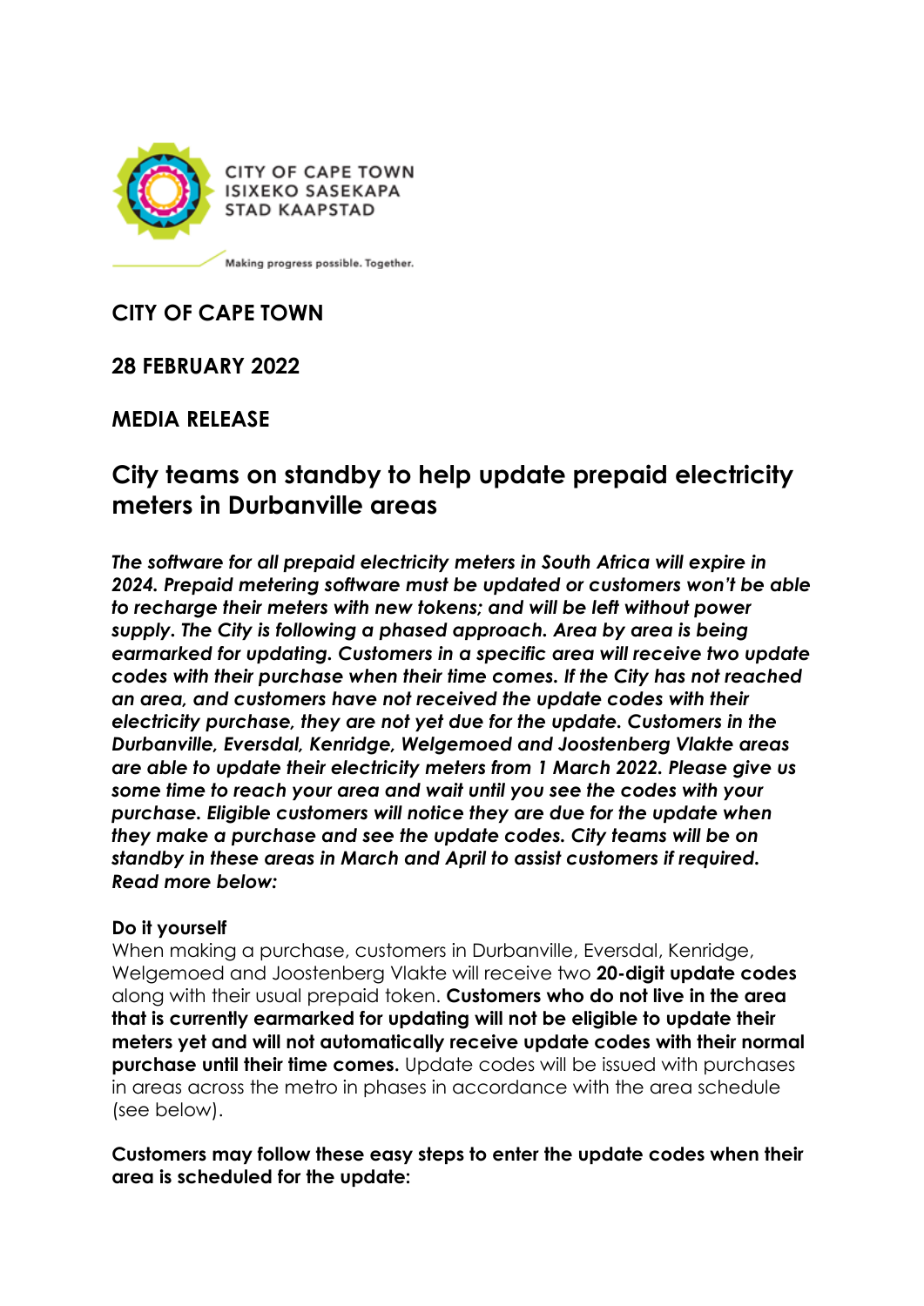CITY OF CAPE TOWN
ISIXEKO SASEKAPA
STAD KAAPSTAD

Making progress possible. Together.

**CITY OF CAPE TOWN**

**28 FEBRUARY 2022**

**MEDIA RELEASE**

# City teams on standby to help update prepaid electricity meters in Durbanville areas

***The software for all prepaid electricity meters in South Africa will expire in 2024. Prepaid metering software must be updated or customers won't be able to recharge their meters with new tokens; and will be left without power supply. The City is following a phased approach. Area by area is being earmarked for updating. Customers in a specific area will receive two update codes with their purchase when their time comes. If the City has not reached an area, and customers have not received the update codes with their electricity purchase, they are not yet due for the update. Customers in the Durbanville, Eversdal, Kenridge, Welgemoed and Joostenberg Vlakte areas are able to update their electricity meters from 1 March 2022. Please give us some time to reach your area and wait until you see the codes with your purchase. Eligible customers will notice they are due for the update when they make a purchase and see the update codes. City teams will be on standby in these areas in March and April to assist customers if required. Read more below:***

**Do it yourself**

When making a purchase, customers in Durbanville, Eversdal, Kenridge, Welgemoed and Joostenberg Vlakte will receive two **20-digit update codes** along with their usual prepaid token. **Customers who do not live in the area that is currently earmarked for updating will not be eligible to update their meters yet and will not automatically receive update codes with their normal purchase until their time comes.** Update codes will be issued with purchases in areas across the metro in phases in accordance with the area schedule (see below).

**Customers may follow these easy steps to enter the update codes when their area is scheduled for the update:**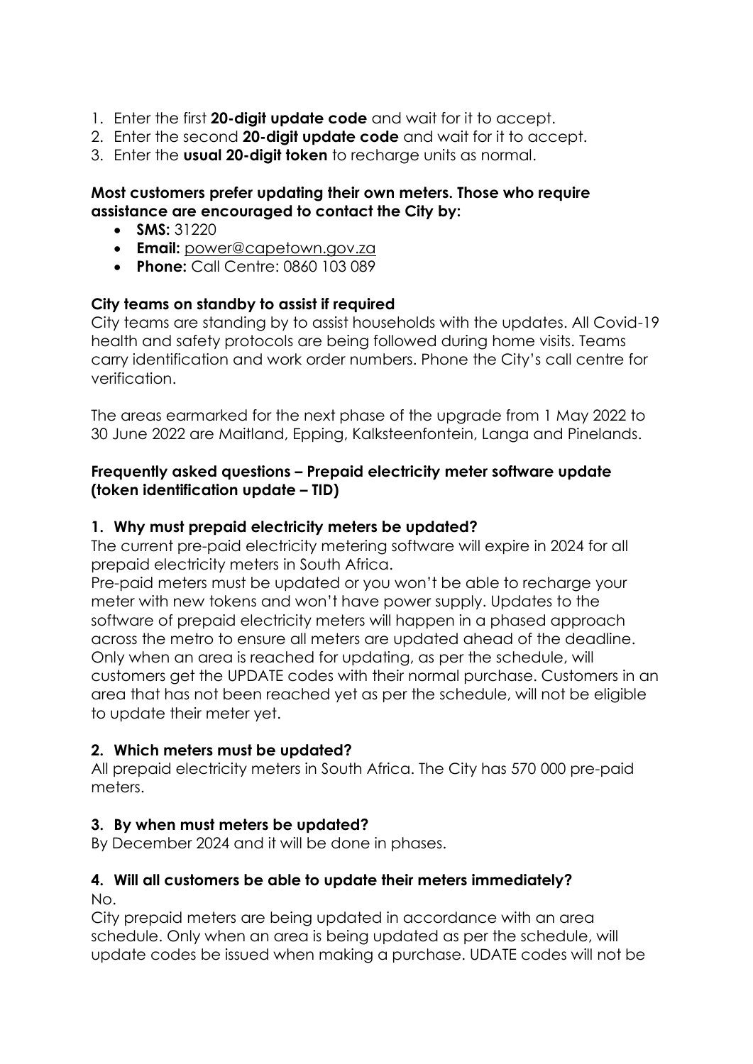1. Enter the first **20-digit update code** and wait for it to accept.
2. Enter the second **20-digit update code** and wait for it to accept.
3. Enter the **usual 20-digit token** to recharge units as normal.

**Most customers prefer updating their own meters. Those who require assistance are encouraged to contact the City by:**

- **SMS:** 31220
- **Email:** power@capetown.gov.za
- **Phone:** Call Centre: 0860 103 089

**City teams on standby to assist if required**

City teams are standing by to assist households with the updates. All Covid-19 health and safety protocols are being followed during home visits. Teams carry identification and work order numbers. Phone the City's call centre for verification.

The areas earmarked for the next phase of the upgrade from 1 May 2022 to 30 June 2022 are Maitland, Epping, Kalksteenfontein, Langa and Pinelands.

**Frequently asked questions – Prepaid electricity meter software update (token identification update – TID)**

**1. Why must prepaid electricity meters be updated?**

The current pre-paid electricity metering software will expire in 2024 for all prepaid electricity meters in South Africa.

Pre-paid meters must be updated or you won't be able to recharge your meter with new tokens and won't have power supply. Updates to the software of prepaid electricity meters will happen in a phased approach across the metro to ensure all meters are updated ahead of the deadline. Only when an area is reached for updating, as per the schedule, will customers get the UPDATE codes with their normal purchase. Customers in an area that has not been reached yet as per the schedule, will not be eligible to update their meter yet.

**2. Which meters must be updated?**

All prepaid electricity meters in South Africa. The City has 570 000 pre-paid meters.

**3. By when must meters be updated?**

By December 2024 and it will be done in phases.

**4. Will all customers be able to update their meters immediately?**

No.

City prepaid meters are being updated in accordance with an area schedule. Only when an area is being updated as per the schedule, will update codes be issued when making a purchase. UDATE codes will not be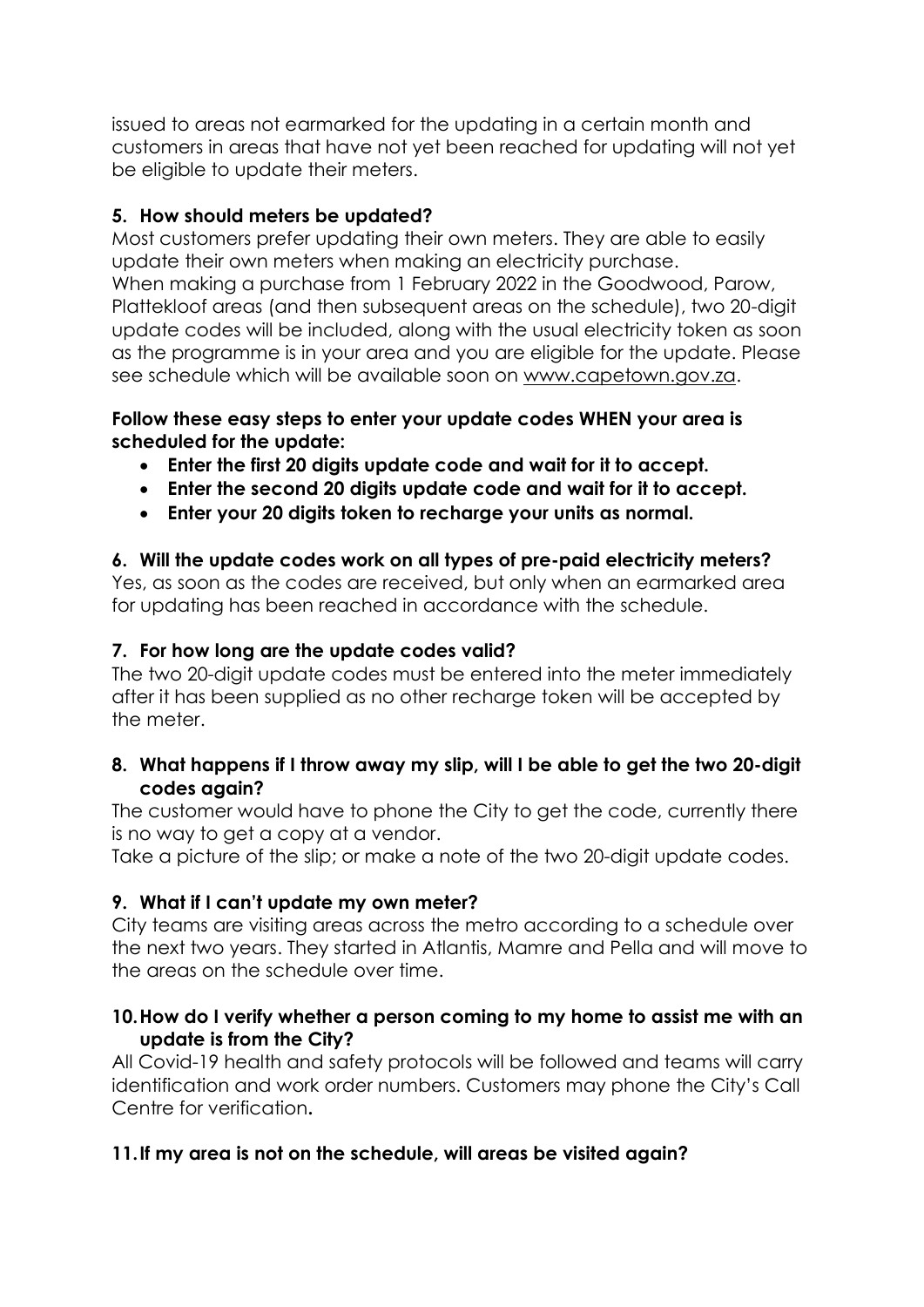issued to areas not earmarked for the updating in a certain month and customers in areas that have not yet been reached for updating will not yet be eligible to update their meters.

**5. How should meters be updated?**

Most customers prefer updating their own meters. They are able to easily update their own meters when making an electricity purchase.
When making a purchase from 1 February 2022 in the Goodwood, Parow, Plattekloof areas (and then subsequent areas on the schedule), two 20-digit update codes will be included, along with the usual electricity token as soon as the programme is in your area and you are eligible for the update. Please see schedule which will be available soon on www.capetown.gov.za.

**Follow these easy steps to enter your update codes WHEN your area is scheduled for the update:**

- **Enter the first 20 digits update code and wait for it to accept.**
- **Enter the second 20 digits update code and wait for it to accept.**
- **Enter your 20 digits token to recharge your units as normal.**

**6. Will the update codes work on all types of pre-paid electricity meters?**

Yes, as soon as the codes are received, but only when an earmarked area for updating has been reached in accordance with the schedule.

**7. For how long are the update codes valid?**

The two 20-digit update codes must be entered into the meter immediately after it has been supplied as no other recharge token will be accepted by the meter.

**8. What happens if I throw away my slip, will I be able to get the two 20-digit codes again?**

The customer would have to phone the City to get the code, currently there is no way to get a copy at a vendor.
Take a picture of the slip; or make a note of the two 20-digit update codes.

**9. What if I can't update my own meter?**

City teams are visiting areas across the metro according to a schedule over the next two years. They started in Atlantis, Mamre and Pella and will move to the areas on the schedule over time.

**10. How do I verify whether a person coming to my home to assist me with an update is from the City?**

All Covid-19 health and safety protocols will be followed and teams will carry identification and work order numbers. Customers may phone the City's Call Centre for verification.

**11. If my area is not on the schedule, will areas be visited again?**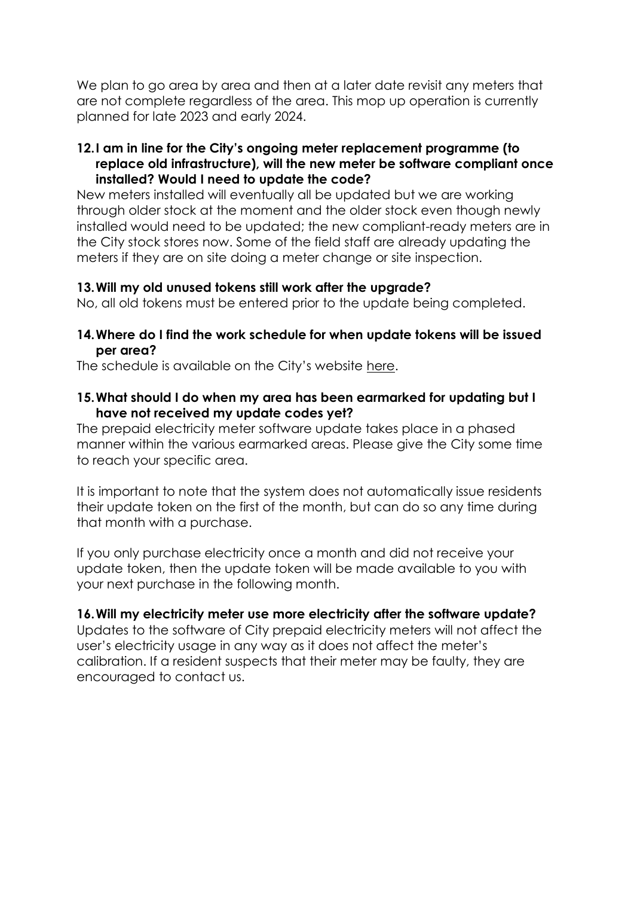We plan to go area by area and then at a later date revisit any meters that are not complete regardless of the area. This mop up operation is currently planned for late 2023 and early 2024.

**12. I am in line for the City's ongoing meter replacement programme (to replace old infrastructure), will the new meter be software compliant once installed? Would I need to update the code?**

New meters installed will eventually all be updated but we are working through older stock at the moment and the older stock even though newly installed would need to be updated; the new compliant-ready meters are in the City stock stores now. Some of the field staff are already updating the meters if they are on site doing a meter change or site inspection.

**13. Will my old unused tokens still work after the upgrade?**

No, all old tokens must be entered prior to the update being completed.

**14. Where do I find the work schedule for when update tokens will be issued per area?**

The schedule is available on the City's website here.

**15. What should I do when my area has been earmarked for updating but I have not received my update codes yet?**

The prepaid electricity meter software update takes place in a phased manner within the various earmarked areas. Please give the City some time to reach your specific area.

It is important to note that the system does not automatically issue residents their update token on the first of the month, but can do so any time during that month with a purchase.

If you only purchase electricity once a month and did not receive your update token, then the update token will be made available to you with your next purchase in the following month.

**16. Will my electricity meter use more electricity after the software update?**

Updates to the software of City prepaid electricity meters will not affect the user's electricity usage in any way as it does not affect the meter's calibration. If a resident suspects that their meter may be faulty, they are encouraged to contact us.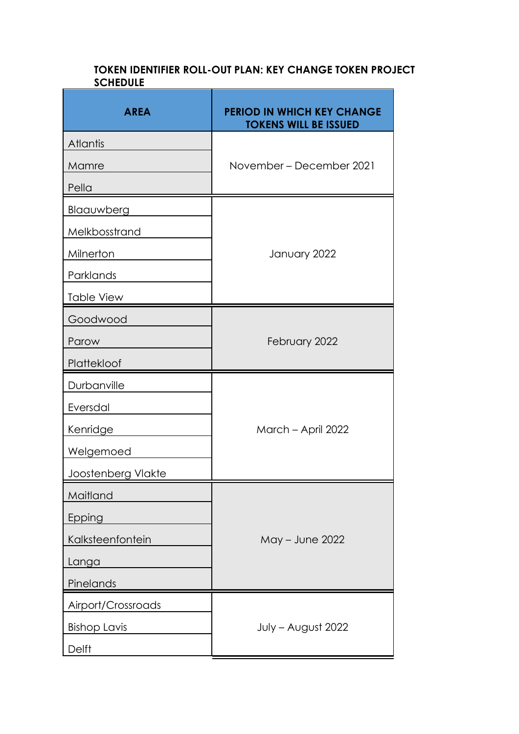**TOKEN IDENTIFIER ROLL-OUT PLAN: KEY CHANGE TOKEN PROJECT SCHEDULE**

| AREA | PERIOD IN WHICH KEY CHANGE TOKENS WILL BE ISSUED |
|---|---|
| Atlantis | November – December 2021 |
| Mamre | |
| Pella | |
| Blaauwberg | January 2022 |
| Melkbosstrand | |
| Milnerton | |
| Parklands | |
| Table View | |
| Goodwood | February 2022 |
| Parow | |
| Plattekloof | |
| Durbanville | March – April 2022 |
| Eversdal | |
| Kenridge | |
| Welgemoed | |
| Joostenberg Vlakte | |
| Maitland | May – June 2022 |
| Epping | |
| Kalksteenfontein | |
| Langa | |
| Pinelands | |
| Airport/Crossroads | July – August 2022 |
| Bishop Lavis | |
| Delft | |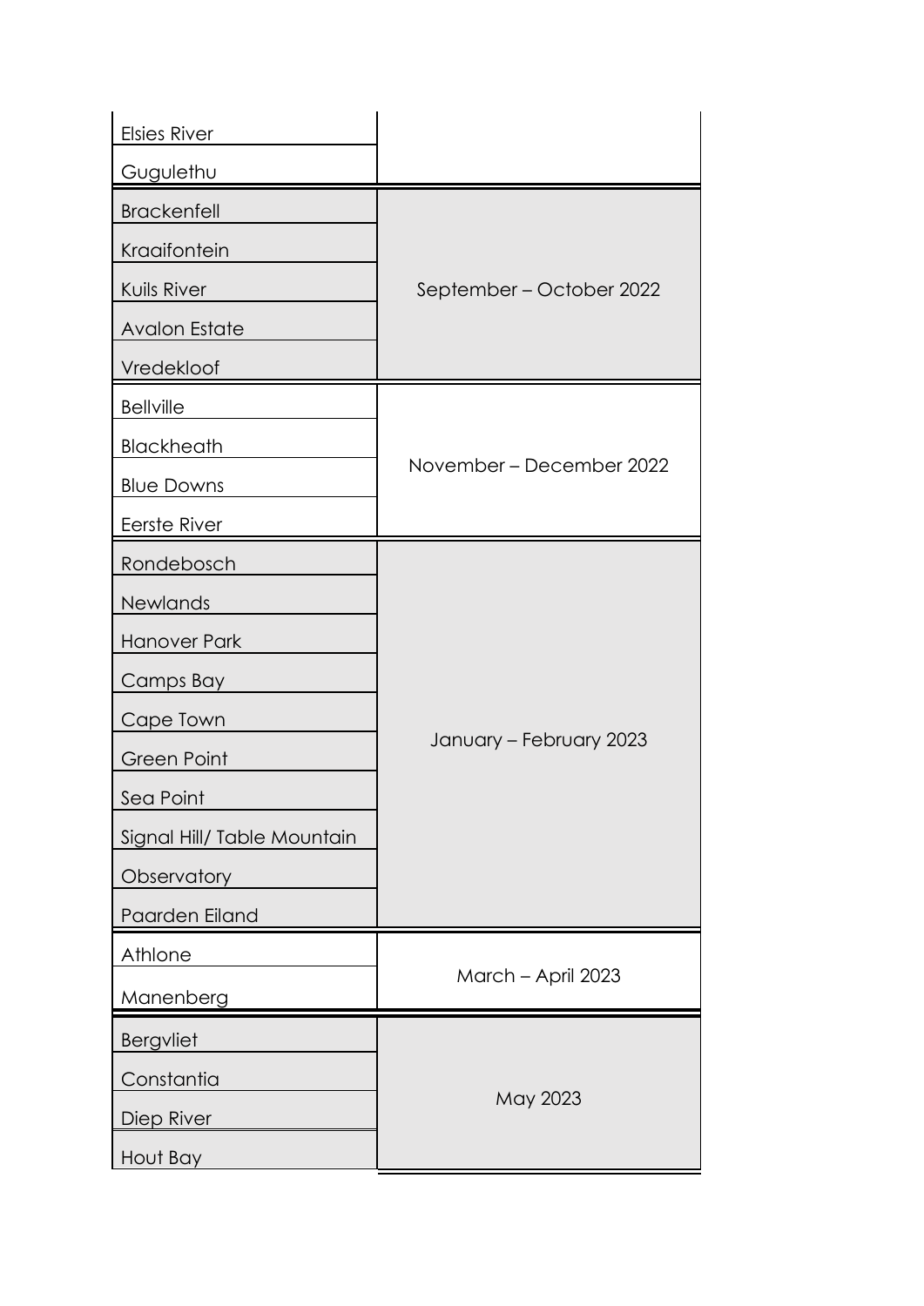| | |
|---|---|
| Elsies River | |
| Gugulethu | |
| Brackenfell | September – October 2022 |
| Kraaifontein | |
| Kuils River | |
| Avalon Estate | |
| Vredekloof | |
| Bellville | November – December 2022 |
| Blackheath | |
| Blue Downs | |
| Eerste River | |
| Rondebosch | January – February 2023 |
| Newlands | |
| Hanover Park | |
| Camps Bay | |
| Cape Town | |
| Green Point | |
| Sea Point | |
| Signal Hill/ Table Mountain | |
| Observatory | |
| Paarden Eiland | |
| Athlone | March – April 2023 |
| Manenberg | |
| Bergvliet | May 2023 |
| Constantia | |
| Diep River | |
| Hout Bay | |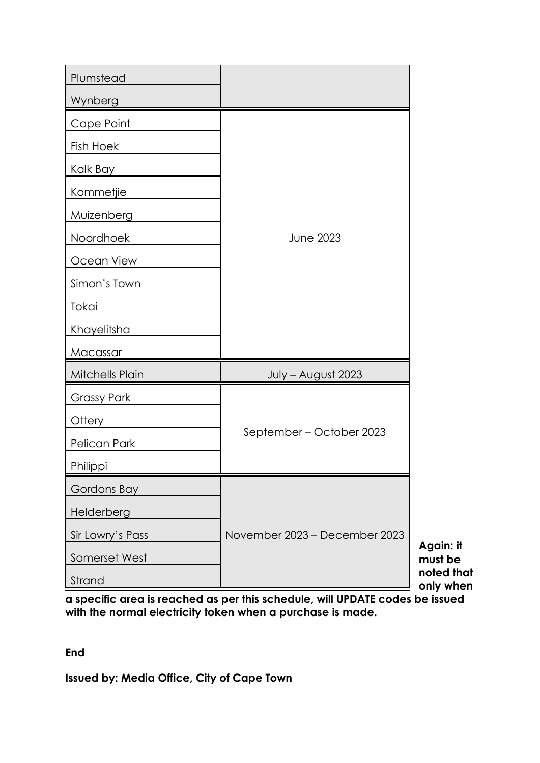| | |
|---|---|
| Plumstead | |
| Wynberg | |
| Cape Point | June 2023 |
| Fish Hoek | |
| Kalk Bay | |
| Kommetjie | |
| Muizenberg | |
| Noordhoek | |
| Ocean View | |
| Simon's Town | |
| Tokai | |
| Khayelitsha | |
| Macassar | |
| Mitchells Plain | July – August 2023 |
| Grassy Park | September – October 2023 |
| Ottery | |
| Pelican Park | |
| Philippi | |
| Gordons Bay | November 2023 – December 2023 |
| Helderberg | |
| Sir Lowry's Pass | |
| Somerset West | |
| Strand | |

**Again: it must be noted that only when a specific area is reached as per this schedule, will UPDATE codes be issued with the normal electricity token when a purchase is made.**

**End**

**Issued by: Media Office, City of Cape Town**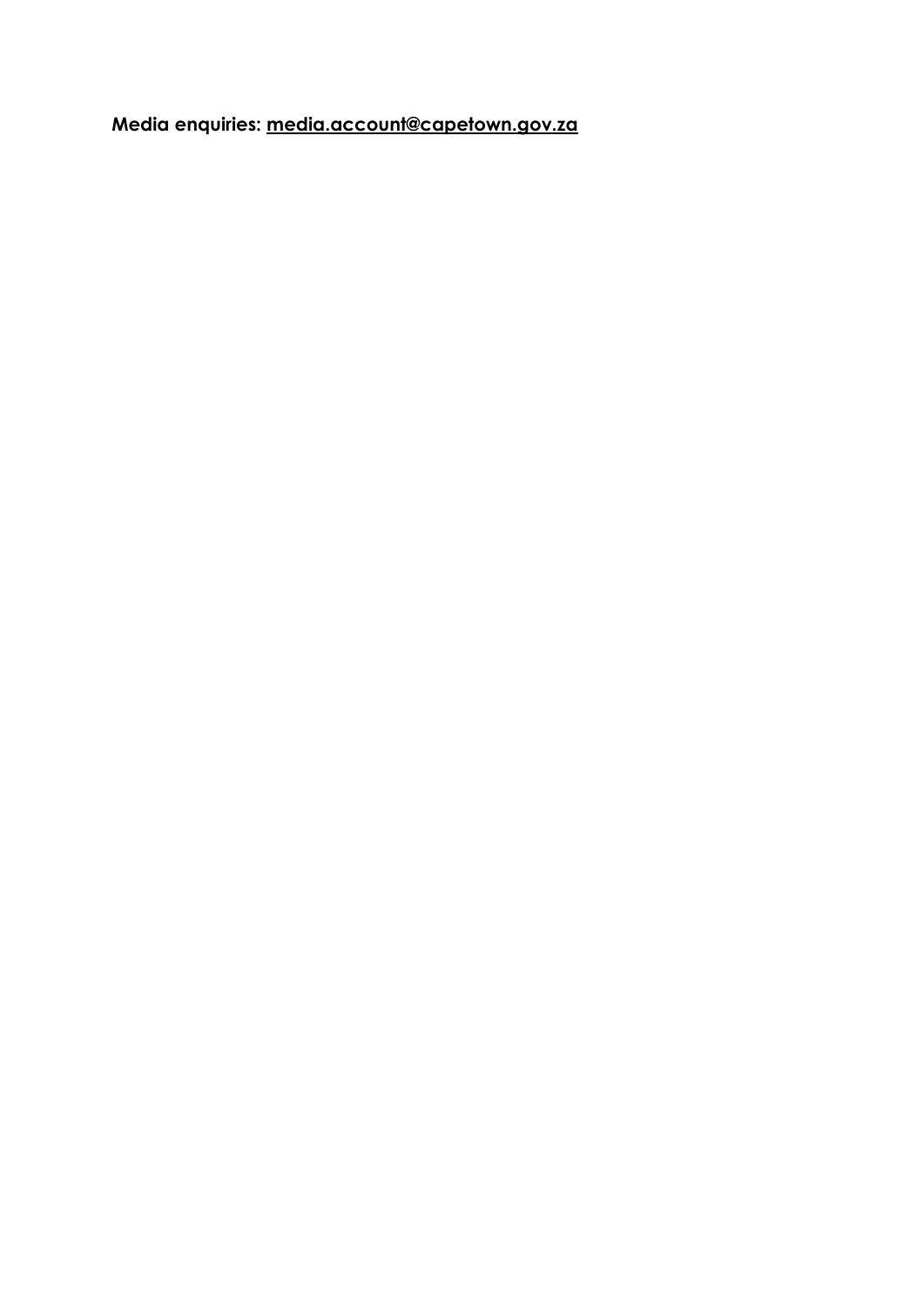**Media enquiries: media.account@capetown.gov.za**